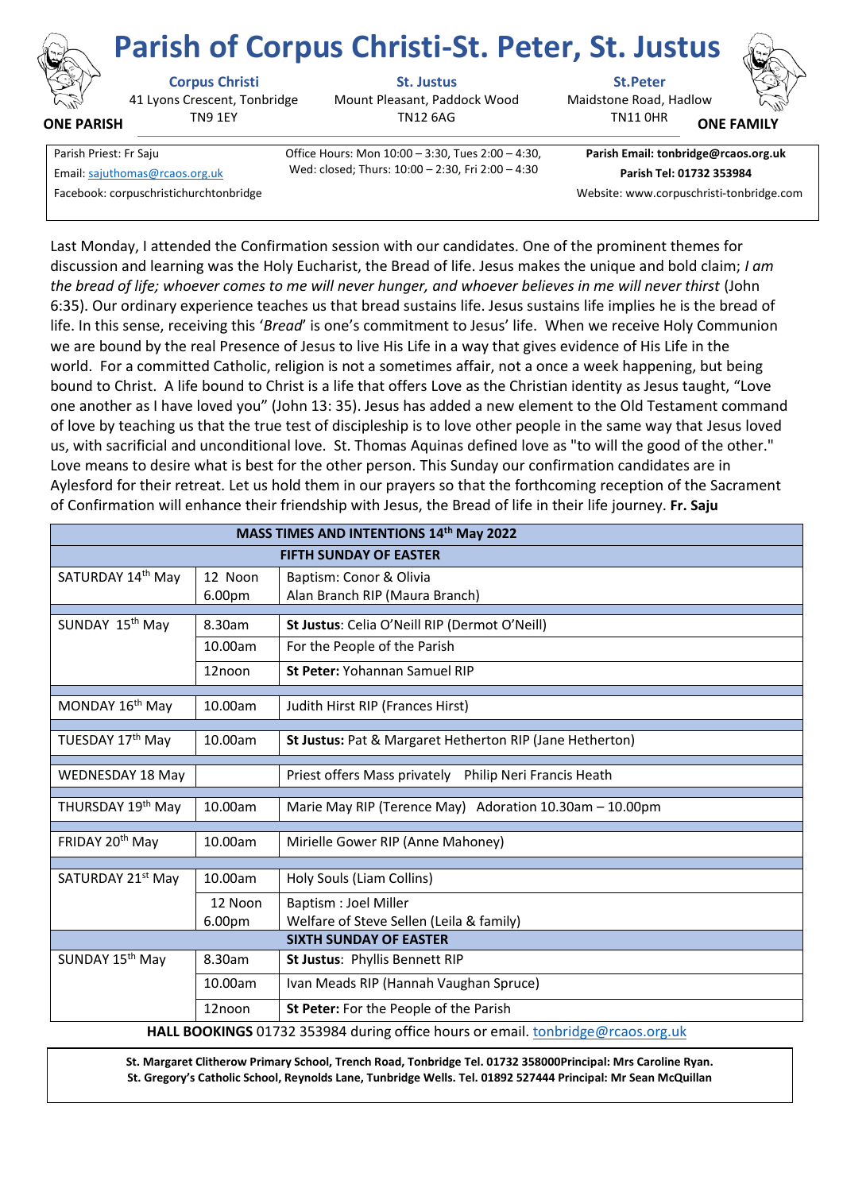# Parish of Corpus Christi-St. Peter, St. Justus

**ONE PARISH** | **ONE FAMILY**

| **Corpus Christi** | **St. Justus** | **St.Peter** |
|---|---|---|
| 41 Lyons Crescent, Tonbridge TN9 1EY | Mount Pleasant, Paddock Wood TN12 6AG | Maidstone Road, Hadlow TN11 0HR |

Parish Priest: Fr Saju
Email: sajuthomas@rcaos.org.uk
Facebook: corpuschristichurchtonbridge

Office Hours: Mon 10:00 – 3:30, Tues 2:00 – 4:30, Wed: closed; Thurs: 10:00 – 2:30, Fri 2:00 – 4:30

**Parish Email: tonbridge@rcaos.org.uk**
**Parish Tel: 01732 353984**
Website: www.corpuschristi-tonbridge.com

Last Monday, I attended the Confirmation session with our candidates. One of the prominent themes for discussion and learning was the Holy Eucharist, the Bread of life. Jesus makes the unique and bold claim; *I am the bread of life; whoever comes to me will never hunger, and whoever believes in me will never thirst* (John 6:35). Our ordinary experience teaches us that bread sustains life. Jesus sustains life implies he is the bread of life. In this sense, receiving this '*Bread*' is one's commitment to Jesus' life. When we receive Holy Communion we are bound by the real Presence of Jesus to live His Life in a way that gives evidence of His Life in the world. For a committed Catholic, religion is not a sometimes affair, not a once a week happening, but being bound to Christ. A life bound to Christ is a life that offers Love as the Christian identity as Jesus taught, "Love one another as I have loved you" (John 13: 35). Jesus has added a new element to the Old Testament command of love by teaching us that the true test of discipleship is to love other people in the same way that Jesus loved us, with sacrificial and unconditional love. St. Thomas Aquinas defined love as "to will the good of the other." Love means to desire what is best for the other person. This Sunday our confirmation candidates are in Aylesford for their retreat. Let us hold them in our prayers so that the forthcoming reception of the Sacrament of Confirmation will enhance their friendship with Jesus, the Bread of life in their life journey. **Fr. Saju**

| **MASS TIMES AND INTENTIONS 14th May 2022** | | |
|---|---|---|
| **FIFTH SUNDAY OF EASTER** | | |
| SATURDAY 14th May | 12 Noon<br>6.00pm | Baptism: Conor & Olivia<br>Alan Branch RIP (Maura Branch) |
| SUNDAY 15th May | 8.30am | **St Justus**: Celia O'Neill RIP (Dermot O'Neill) |
| | 10.00am | For the People of the Parish |
| | 12noon | **St Peter:** Yohannan Samuel RIP |
| MONDAY 16th May | 10.00am | Judith Hirst RIP (Frances Hirst) |
| TUESDAY 17th May | 10.00am | **St Justus:** Pat & Margaret Hetherton RIP (Jane Hetherton) |
| WEDNESDAY 18 May | | Priest offers Mass privately Philip Neri Francis Heath |
| THURSDAY 19th May | 10.00am | Marie May RIP (Terence May) Adoration 10.30am – 10.00pm |
| FRIDAY 20th May | 10.00am | Mirielle Gower RIP (Anne Mahoney) |
| SATURDAY 21st May | 10.00am | Holy Souls (Liam Collins) |
| | 12 Noon<br>6.00pm | Baptism : Joel Miller<br>Welfare of Steve Sellen (Leila & family) |
| **SIXTH SUNDAY OF EASTER** | | |
| SUNDAY 15th May | 8.30am | **St Justus**: Phyllis Bennett RIP |
| | 10.00am | Ivan Meads RIP (Hannah Vaughan Spruce) |
| | 12noon | **St Peter:** For the People of the Parish |

**HALL BOOKINGS** 01732 353984 during office hours or email. tonbridge@rcaos.org.uk

**St. Margaret Clitherow Primary School, Trench Road, Tonbridge Tel. 01732 358000Principal: Mrs Caroline Ryan.**
**St. Gregory's Catholic School, Reynolds Lane, Tunbridge Wells. Tel. 01892 527444 Principal: Mr Sean McQuillan**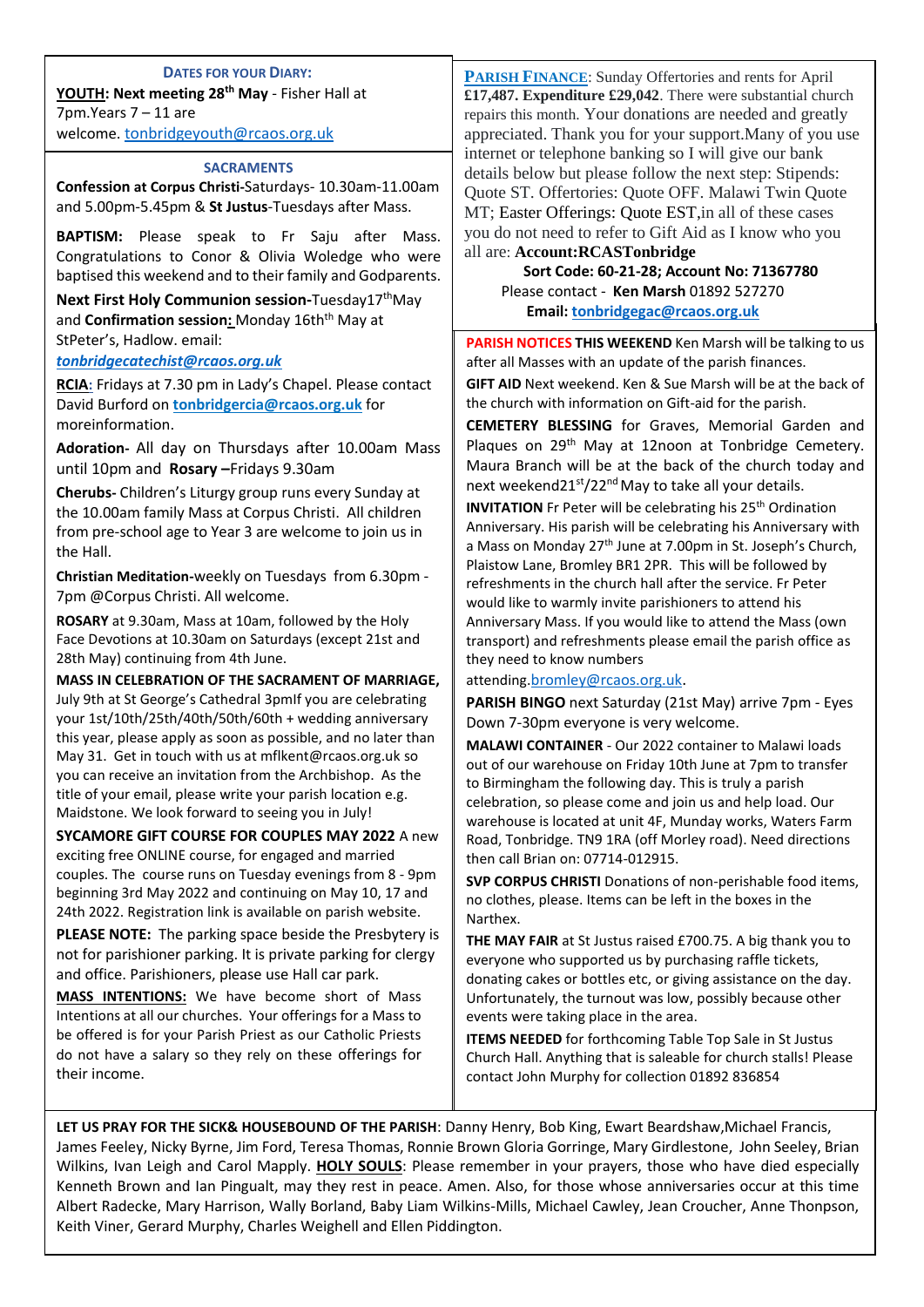## DATES FOR YOUR DIARY:

**YOUTH: Next meeting 28th May** - Fisher Hall at 7pm.Years 7 – 11 are welcome. tonbridgeyouth@rcaos.org.uk

## SACRAMENTS

**Confession at Corpus Christi**-Saturdays- 10.30am-11.00am and 5.00pm-5.45pm & **St Justus**-Tuesdays after Mass.

**BAPTISM:** Please speak to Fr Saju after Mass. Congratulations to Conor & Olivia Woledge who were baptised this weekend and to their family and Godparents.

**Next First Holy Communion session-**Tuesday17thMay and **Confirmation session:** Monday 16thth May at StPeter's, Hadlow. email: ***tonbridgecatechist@rcaos.org.uk***

**RCIA:** Fridays at 7.30 pm in Lady's Chapel. Please contact David Burford on **tonbridgercia@rcaos.org.uk** for moreinformation.

**Adoration-** All day on Thursdays after 10.00am Mass until 10pm and **Rosary –**Fridays 9.30am

**Cherubs-** Children's Liturgy group runs every Sunday at the 10.00am family Mass at Corpus Christi. All children from pre-school age to Year 3 are welcome to join us in the Hall.

**Christian Meditation-**weekly on Tuesdays from 6.30pm - 7pm @Corpus Christi. All welcome.

**ROSARY** at 9.30am, Mass at 10am, followed by the Holy Face Devotions at 10.30am on Saturdays (except 21st and 28th May) continuing from 4th June.

**MASS IN CELEBRATION OF THE SACRAMENT OF MARRIAGE,** July 9th at St George's Cathedral 3pmIf you are celebrating your 1st/10th/25th/40th/50th/60th + wedding anniversary this year, please apply as soon as possible, and no later than May 31. Get in touch with us at mflkent@rcaos.org.uk so you can receive an invitation from the Archbishop. As the title of your email, please write your parish location e.g. Maidstone. We look forward to seeing you in July!

**SYCAMORE GIFT COURSE FOR COUPLES MAY 2022** A new exciting free ONLINE course, for engaged and married couples. The course runs on Tuesday evenings from 8 - 9pm beginning 3rd May 2022 and continuing on May 10, 17 and 24th 2022. Registration link is available on parish website.

**PLEASE NOTE:** The parking space beside the Presbytery is not for parishioner parking. It is private parking for clergy and office. Parishioners, please use Hall car park.

**MASS INTENTIONS:** We have become short of Mass Intentions at all our churches. Your offerings for a Mass to be offered is for your Parish Priest as our Catholic Priests do not have a salary so they rely on these offerings for their income.

**PARISH FINANCE**: Sunday Offertories and rents for April **£17,487. Expenditure £29,042**. There were substantial church repairs this month. Your donations are needed and greatly appreciated. Thank you for your support.Many of you use internet or telephone banking so I will give our bank details below but please follow the next step: Stipends: Quote ST. Offertories: Quote OFF. Malawi Twin Quote MT; Easter Offerings: Quote EST,in all of these cases you do not need to refer to Gift Aid as I know who you all are: **Account:RCASTonbridge**

**Sort Code: 60-21-28; Account No: 71367780**

Please contact - **Ken Marsh** 01892 527270

**Email: tonbridgegac@rcaos.org.uk**

**PARISH NOTICES THIS WEEKEND** Ken Marsh will be talking to us after all Masses with an update of the parish finances.

**GIFT AID** Next weekend. Ken & Sue Marsh will be at the back of the church with information on Gift-aid for the parish.

**CEMETERY BLESSING** for Graves, Memorial Garden and Plaques on 29th May at 12noon at Tonbridge Cemetery. Maura Branch will be at the back of the church today and next weekend21st/22nd May to take all your details.

**INVITATION** Fr Peter will be celebrating his 25th Ordination Anniversary. His parish will be celebrating his Anniversary with a Mass on Monday 27th June at 7.00pm in St. Joseph's Church, Plaistow Lane, Bromley BR1 2PR. This will be followed by refreshments in the church hall after the service. Fr Peter would like to warmly invite parishioners to attend his Anniversary Mass. If you would like to attend the Mass (own transport) and refreshments please email the parish office as they need to know numbers attending.bromley@rcaos.org.uk.

**PARISH BINGO** next Saturday (21st May) arrive 7pm - Eyes Down 7-30pm everyone is very welcome.

**MALAWI CONTAINER** - Our 2022 container to Malawi loads out of our warehouse on Friday 10th June at 7pm to transfer to Birmingham the following day. This is truly a parish celebration, so please come and join us and help load. Our warehouse is located at unit 4F, Munday works, Waters Farm Road, Tonbridge. TN9 1RA (off Morley road). Need directions then call Brian on: 07714-012915.

**SVP CORPUS CHRISTI** Donations of non-perishable food items, no clothes, please. Items can be left in the boxes in the Narthex.

**THE MAY FAIR** at St Justus raised £700.75. A big thank you to everyone who supported us by purchasing raffle tickets, donating cakes or bottles etc, or giving assistance on the day. Unfortunately, the turnout was low, possibly because other events were taking place in the area.

**ITEMS NEEDED** for forthcoming Table Top Sale in St Justus Church Hall. Anything that is saleable for church stalls! Please contact John Murphy for collection 01892 836854

**LET US PRAY FOR THE SICK& HOUSEBOUND OF THE PARISH**: Danny Henry, Bob King, Ewart Beardshaw,Michael Francis, James Feeley, Nicky Byrne, Jim Ford, Teresa Thomas, Ronnie Brown Gloria Gorringe, Mary Girdlestone, John Seeley, Brian Wilkins, Ivan Leigh and Carol Mapply. **HOLY SOULS**: Please remember in your prayers, those who have died especially Kenneth Brown and Ian Pingualt, may they rest in peace. Amen. Also, for those whose anniversaries occur at this time Albert Radecke, Mary Harrison, Wally Borland, Baby Liam Wilkins-Mills, Michael Cawley, Jean Croucher, Anne Thonpson, Keith Viner, Gerard Murphy, Charles Weighell and Ellen Piddington.